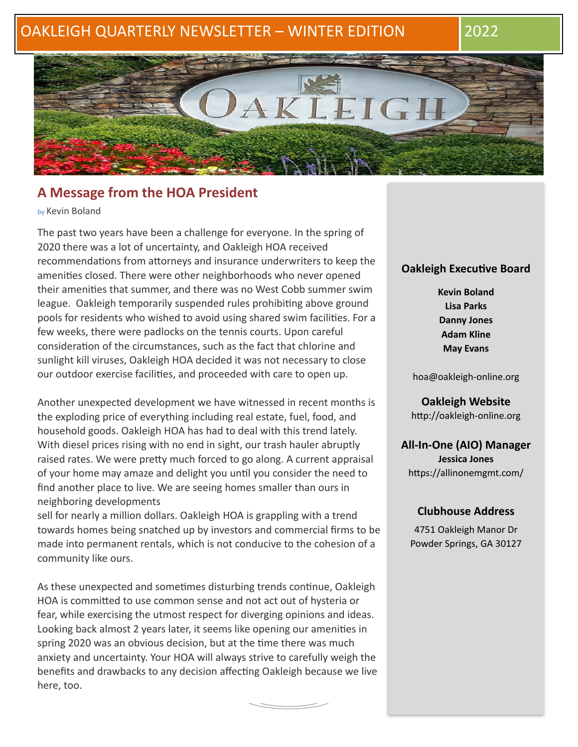# OAKLEIGH QUARTERLY NEWSLETTER – WINTER EDITION 2022

## A Message from the HOA President

by Kevin Boland

The past two years have been a challenge for everyone. In the spring of 2020 there was a lot of uncertainty, and Oakleigh HOA received recommendations from attorneys and insurance underwriters to keep the amenities closed. There were other neighborhoods who never opened their amenities that summer, and there was no West Cobb summer swim league. Oakleigh temporarily suspended rules prohibiting above ground pools for residents who wished to avoid using shared swim facilities. For a few weeks, there were padlocks on the tennis courts. Upon careful consideration of the circumstances, such as the fact that chlorine and sunlight kill viruses, Oakleigh HOA decided it was not necessary to close our outdoor exercise facilities, and proceeded with care to open up.

Another unexpected development we have witnessed in recent months is the exploding price of everything including real estate, fuel, food, and household goods. Oakleigh HOA has had to deal with this trend lately. With diesel prices rising with no end in sight, our trash hauler abruptly raised rates. We were pretty much forced to go along. A current appraisal of your home may amaze and delight you until you consider the need to find another place to live. We are seeing homes smaller than ours in neighboring developments sell for nearly a million dollars. Oakleigh HOA is grappling with a trend towards homes being snatched up by investors and commercial firms to be made into permanent rentals, which is not conducive to the cohesion of a community like ours.

As these unexpected and sometimes disturbing trends continue, Oakleigh HOA is committed to use common sense and not act out of hysteria or fear, while exercising the utmost respect for diverging opinions and ideas. Looking back almost 2 years later, it seems like opening our amenities in spring 2020 was an obvious decision, but at the time there was much anxiety and uncertainty. Your HOA will always strive to carefully weigh the benefits and drawbacks to any decision affecting Oakleigh because we live here, too.

### Oakleigh Executive Board

**Kevin Boland**
**Lisa Parks**
**Danny Jones**
**Adam Kline**
**May Evans**

hoa@oakleigh-online.org

### Oakleigh Website

http://oakleigh-online.org

### All-In-One (AIO) Manager

**Jessica Jones**
https://allinonemgmt.com/

### Clubhouse Address

4751 Oakleigh Manor Dr
Powder Springs, GA 30127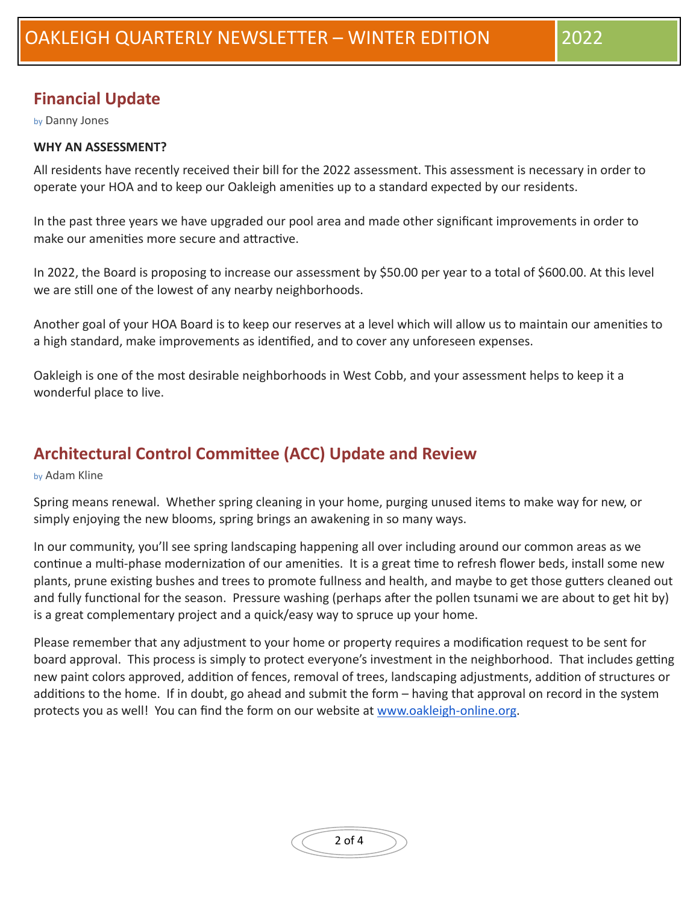## Financial Update

by Danny Jones

**WHY AN ASSESSMENT?**

All residents have recently received their bill for the 2022 assessment. This assessment is necessary in order to operate your HOA and to keep our Oakleigh amenities up to a standard expected by our residents.

In the past three years we have upgraded our pool area and made other significant improvements in order to make our amenities more secure and attractive.

In 2022, the Board is proposing to increase our assessment by $50.00 per year to a total of $600.00. At this level we are still one of the lowest of any nearby neighborhoods.

Another goal of your HOA Board is to keep our reserves at a level which will allow us to maintain our amenities to a high standard, make improvements as identified, and to cover any unforeseen expenses.

Oakleigh is one of the most desirable neighborhoods in West Cobb, and your assessment helps to keep it a wonderful place to live.

## Architectural Control Committee (ACC) Update and Review

by Adam Kline

Spring means renewal. Whether spring cleaning in your home, purging unused items to make way for new, or simply enjoying the new blooms, spring brings an awakening in so many ways.

In our community, you'll see spring landscaping happening all over including around our common areas as we continue a multi-phase modernization of our amenities. It is a great time to refresh flower beds, install some new plants, prune existing bushes and trees to promote fullness and health, and maybe to get those gutters cleaned out and fully functional for the season. Pressure washing (perhaps after the pollen tsunami we are about to get hit by) is a great complementary project and a quick/easy way to spruce up your home.

Please remember that any adjustment to your home or property requires a modification request to be sent for board approval. This process is simply to protect everyone's investment in the neighborhood. That includes getting new paint colors approved, addition of fences, removal of trees, landscaping adjustments, addition of structures or additions to the home. If in doubt, go ahead and submit the form – having that approval on record in the system protects you as well! You can find the form on our website at [www.oakleigh-online.org](http://www.oakleigh-online.org).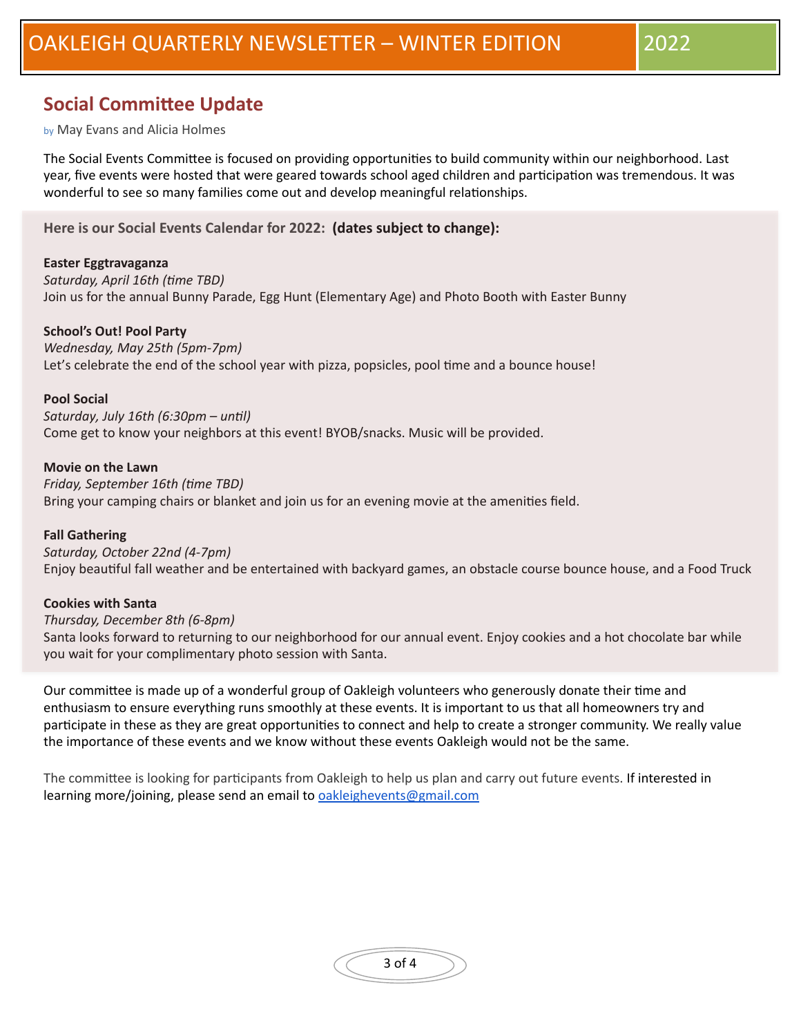# OAKLEIGH QUARTERLY NEWSLETTER – WINTER EDITION 2022

## Social Committee Update

by May Evans and Alicia Holmes

The Social Events Committee is focused on providing opportunities to build community within our neighborhood. Last year, five events were hosted that were geared towards school aged children and participation was tremendous. It was wonderful to see so many families come out and develop meaningful relationships.

**Here is our Social Events Calendar for 2022: (dates subject to change):**

**Easter Eggtravaganza**
*Saturday, April 16th (time TBD)*
Join us for the annual Bunny Parade, Egg Hunt (Elementary Age) and Photo Booth with Easter Bunny

**School's Out! Pool Party**
*Wednesday, May 25th (5pm-7pm)*
Let's celebrate the end of the school year with pizza, popsicles, pool time and a bounce house!

**Pool Social**
*Saturday, July 16th (6:30pm – until)*
Come get to know your neighbors at this event! BYOB/snacks. Music will be provided.

**Movie on the Lawn**
*Friday, September 16th (time TBD)*
Bring your camping chairs or blanket and join us for an evening movie at the amenities field.

**Fall Gathering**
*Saturday, October 22nd (4-7pm)*
Enjoy beautiful fall weather and be entertained with backyard games, an obstacle course bounce house, and a Food Truck

**Cookies with Santa**
*Thursday, December 8th (6-8pm)*
Santa looks forward to returning to our neighborhood for our annual event. Enjoy cookies and a hot chocolate bar while you wait for your complimentary photo session with Santa.

Our committee is made up of a wonderful group of Oakleigh volunteers who generously donate their time and enthusiasm to ensure everything runs smoothly at these events. It is important to us that all homeowners try and participate in these as they are great opportunities to connect and help to create a stronger community. We really value the importance of these events and we know without these events Oakleigh would not be the same.

The committee is looking for participants from Oakleigh to help us plan and carry out future events. If interested in learning more/joining, please send an email to oakleighevents@gmail.com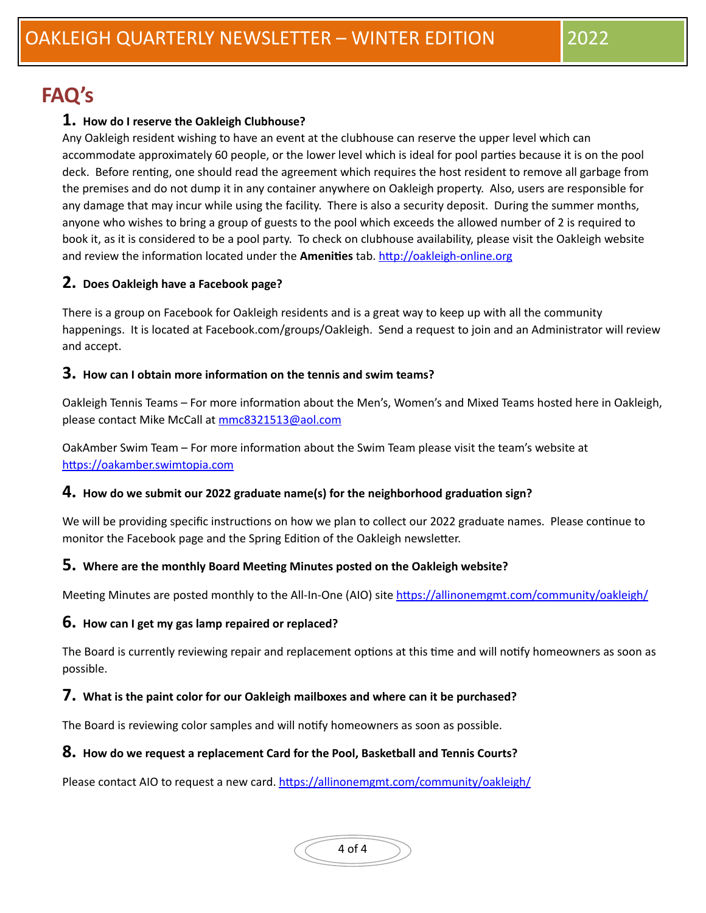# OAKLEIGH QUARTERLY NEWSLETTER – WINTER EDITION 2022

## FAQ's

**1. How do I reserve the Oakleigh Clubhouse?**

Any Oakleigh resident wishing to have an event at the clubhouse can reserve the upper level which can accommodate approximately 60 people, or the lower level which is ideal for pool parties because it is on the pool deck. Before renting, one should read the agreement which requires the host resident to remove all garbage from the premises and do not dump it in any container anywhere on Oakleigh property. Also, users are responsible for any damage that may incur while using the facility. There is also a security deposit. During the summer months, anyone who wishes to bring a group of guests to the pool which exceeds the allowed number of 2 is required to book it, as it is considered to be a pool party. To check on clubhouse availability, please visit the Oakleigh website and review the information located under the **Amenities** tab. http://oakleigh-online.org

**2. Does Oakleigh have a Facebook page?**

There is a group on Facebook for Oakleigh residents and is a great way to keep up with all the community happenings. It is located at Facebook.com/groups/Oakleigh. Send a request to join and an Administrator will review and accept.

**3. How can I obtain more information on the tennis and swim teams?**

Oakleigh Tennis Teams – For more information about the Men's, Women's and Mixed Teams hosted here in Oakleigh, please contact Mike McCall at mmc8321513@aol.com

OakAmber Swim Team – For more information about the Swim Team please visit the team's website at https://oakamber.swimtopia.com

**4. How do we submit our 2022 graduate name(s) for the neighborhood graduation sign?**

We will be providing specific instructions on how we plan to collect our 2022 graduate names. Please continue to monitor the Facebook page and the Spring Edition of the Oakleigh newsletter.

**5. Where are the monthly Board Meeting Minutes posted on the Oakleigh website?**

Meeting Minutes are posted monthly to the All-In-One (AIO) site https://allinonemgmt.com/community/oakleigh/

**6. How can I get my gas lamp repaired or replaced?**

The Board is currently reviewing repair and replacement options at this time and will notify homeowners as soon as possible.

**7. What is the paint color for our Oakleigh mailboxes and where can it be purchased?**

The Board is reviewing color samples and will notify homeowners as soon as possible.

**8. How do we request a replacement Card for the Pool, Basketball and Tennis Courts?**

Please contact AIO to request a new card. https://allinonemgmt.com/community/oakleigh/